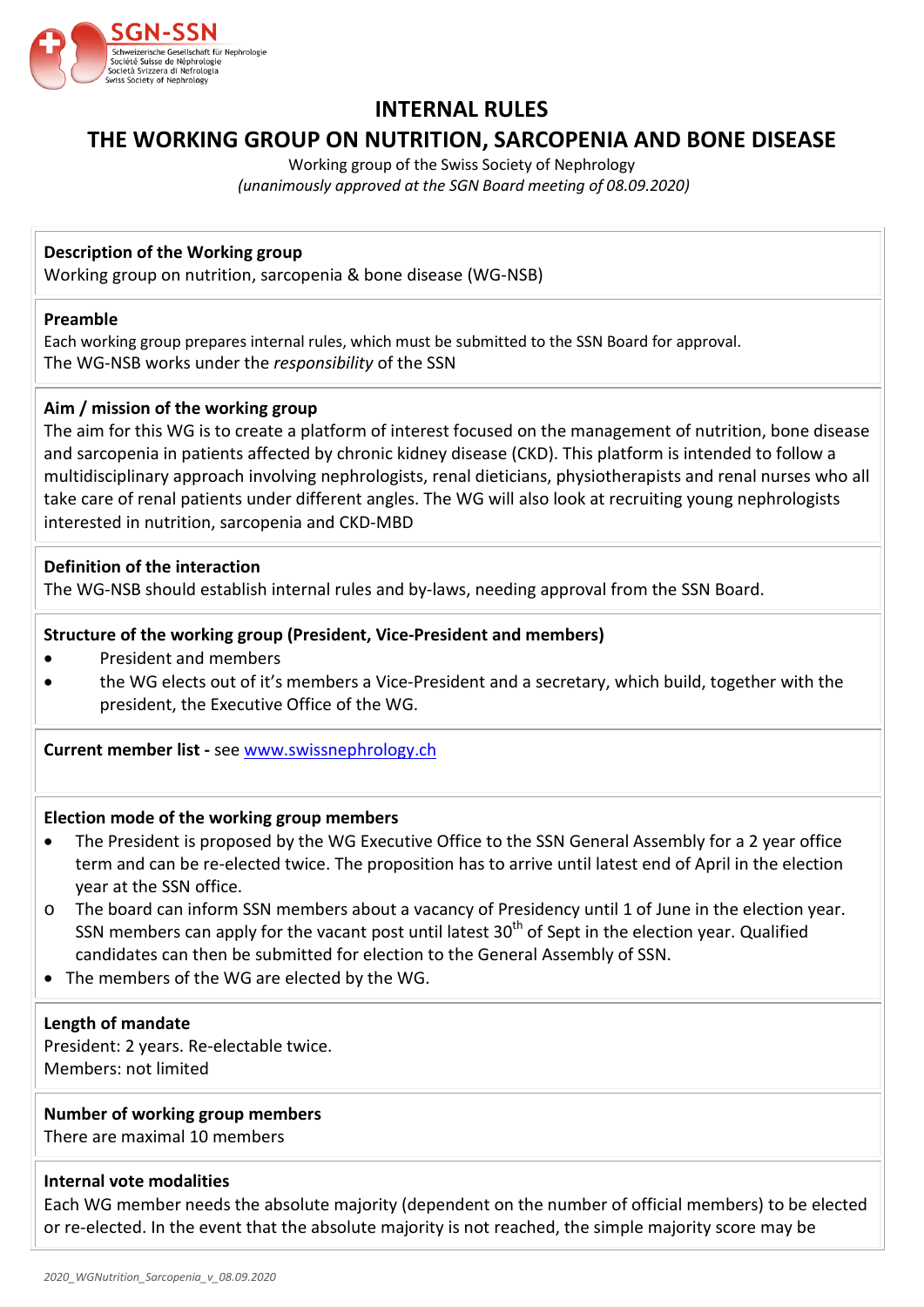# INTERNAL RULES

## THE WORKING GROUP ON NUTRITION, SARCOPENIA AND BONE DISEASE

Working group of the Swiss Society of Nephrology
*(unanimously approved at the SGN Board meeting of 08.09.2020)*

**Description of the Working group**
Working group on nutrition, sarcopenia & bone disease (WG-NSB)

**Preamble**
Each working group prepares internal rules, which must be submitted to the SSN Board for approval.
The WG-NSB works under the *responsibility* of the SSN

**Aim / mission of the working group**
The aim for this WG is to create a platform of interest focused on the management of nutrition, bone disease and sarcopenia in patients affected by chronic kidney disease (CKD). This platform is intended to follow a multidisciplinary approach involving nephrologists, renal dieticians, physiotherapists and renal nurses who all take care of renal patients under different angles. The WG will also look at recruiting young nephrologists interested in nutrition, sarcopenia and CKD-MBD

**Definition of the interaction**
The WG-NSB should establish internal rules and by-laws, needing approval from the SSN Board.

**Structure of the working group (President, Vice-President and members)**

- President and members
- the WG elects out of it's members a Vice-President and a secretary, which build, together with the president, the Executive Office of the WG.

**Current member list -** see [www.swissnephrology.ch](www.swissnephrology.ch)

**Election mode of the working group members**

- The President is proposed by the WG Executive Office to the SSN General Assembly for a 2 year office term and can be re-elected twice. The proposition has to arrive until latest end of April in the election year at the SSN office.
  - The board can inform SSN members about a vacancy of Presidency until 1 of June in the election year. SSN members can apply for the vacant post until latest 30th of Sept in the election year. Qualified candidates can then be submitted for election to the General Assembly of SSN.
- The members of the WG are elected by the WG.

**Length of mandate**
President: 2 years. Re-electable twice.
Members: not limited

**Number of working group members**
There are maximal 10 members

**Internal vote modalities**
Each WG member needs the absolute majority (dependent on the number of official members) to be elected or re-elected. In the event that the absolute majority is not reached, the simple majority score may be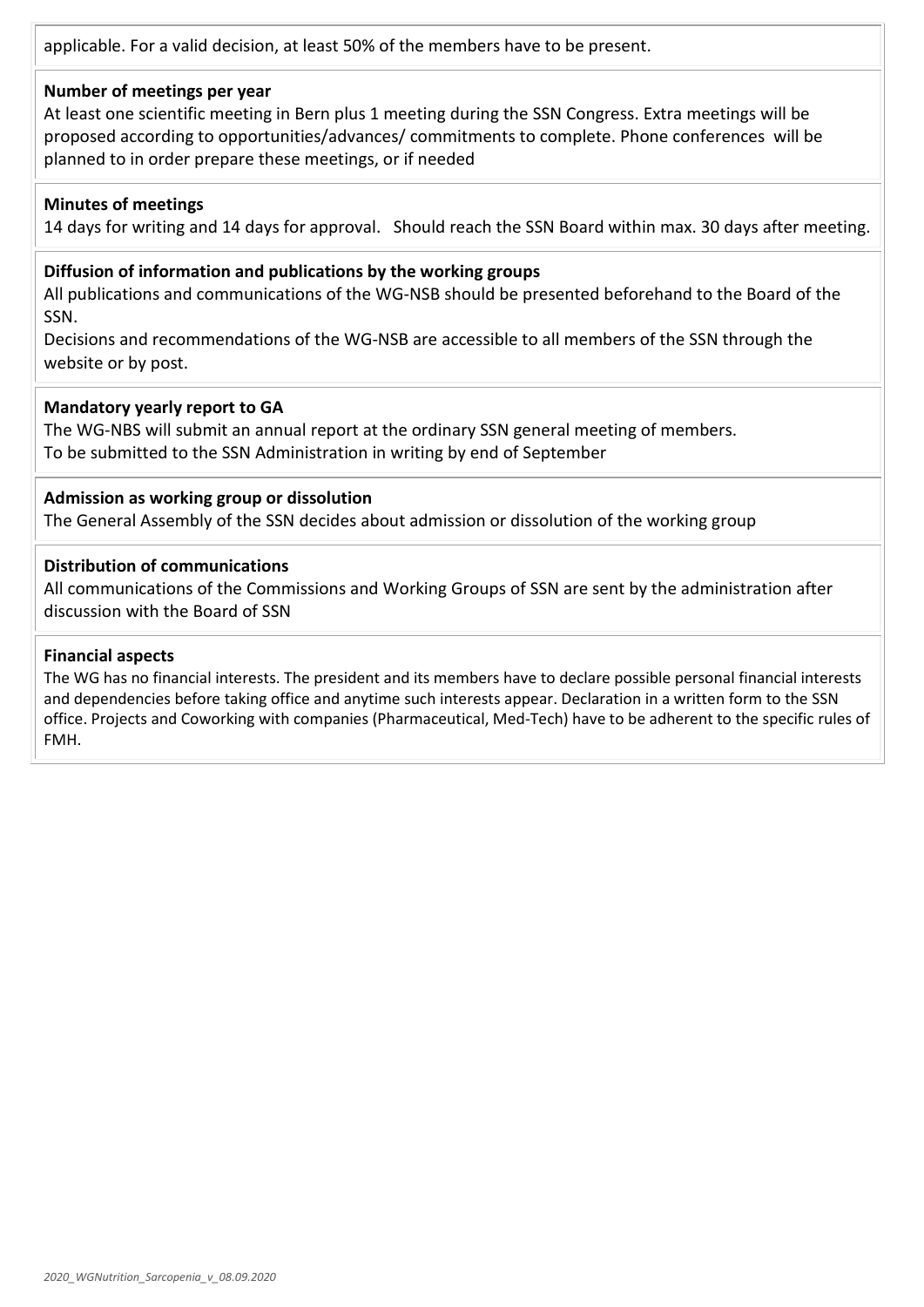applicable. For a valid decision, at least 50% of the members have to be present.

**Number of meetings per year**

At least one scientific meeting in Bern plus 1 meeting during the SSN Congress. Extra meetings will be proposed according to opportunities/advances/ commitments to complete. Phone conferences will be planned to in order prepare these meetings, or if needed

**Minutes of meetings**

14 days for writing and 14 days for approval. Should reach the SSN Board within max. 30 days after meeting.

**Diffusion of information and publications by the working groups**

All publications and communications of the WG-NSB should be presented beforehand to the Board of the SSN.

Decisions and recommendations of the WG-NSB are accessible to all members of the SSN through the website or by post.

**Mandatory yearly report to GA**

The WG-NBS will submit an annual report at the ordinary SSN general meeting of members.
To be submitted to the SSN Administration in writing by end of September

**Admission as working group or dissolution**

The General Assembly of the SSN decides about admission or dissolution of the working group

**Distribution of communications**

All communications of the Commissions and Working Groups of SSN are sent by the administration after discussion with the Board of SSN

**Financial aspects**

The WG has no financial interests. The president and its members have to declare possible personal financial interests and dependencies before taking office and anytime such interests appear. Declaration in a written form to the SSN office. Projects and Coworking with companies (Pharmaceutical, Med-Tech) have to be adherent to the specific rules of FMH.